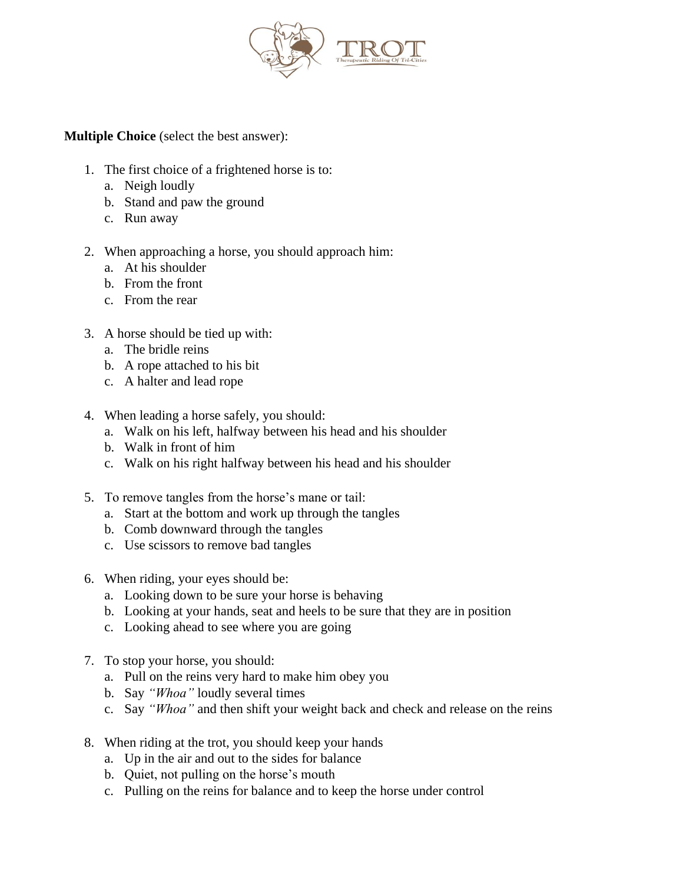TROT
Therapeutic Riding Of Tri-Cities

**Multiple Choice** (select the best answer):

1. The first choice of a frightened horse is to:
   a. Neigh loudly
   b. Stand and paw the ground
   c. Run away

2. When approaching a horse, you should approach him:
   a. At his shoulder
   b. From the front
   c. From the rear

3. A horse should be tied up with:
   a. The bridle reins
   b. A rope attached to his bit
   c. A halter and lead rope

4. When leading a horse safely, you should:
   a. Walk on his left, halfway between his head and his shoulder
   b. Walk in front of him
   c. Walk on his right halfway between his head and his shoulder

5. To remove tangles from the horse's mane or tail:
   a. Start at the bottom and work up through the tangles
   b. Comb downward through the tangles
   c. Use scissors to remove bad tangles

6. When riding, your eyes should be:
   a. Looking down to be sure your horse is behaving
   b. Looking at your hands, seat and heels to be sure that they are in position
   c. Looking ahead to see where you are going

7. To stop your horse, you should:
   a. Pull on the reins very hard to make him obey you
   b. Say *"Whoa"* loudly several times
   c. Say *"Whoa"* and then shift your weight back and check and release on the reins

8. When riding at the trot, you should keep your hands
   a. Up in the air and out to the sides for balance
   b. Quiet, not pulling on the horse's mouth
   c. Pulling on the reins for balance and to keep the horse under control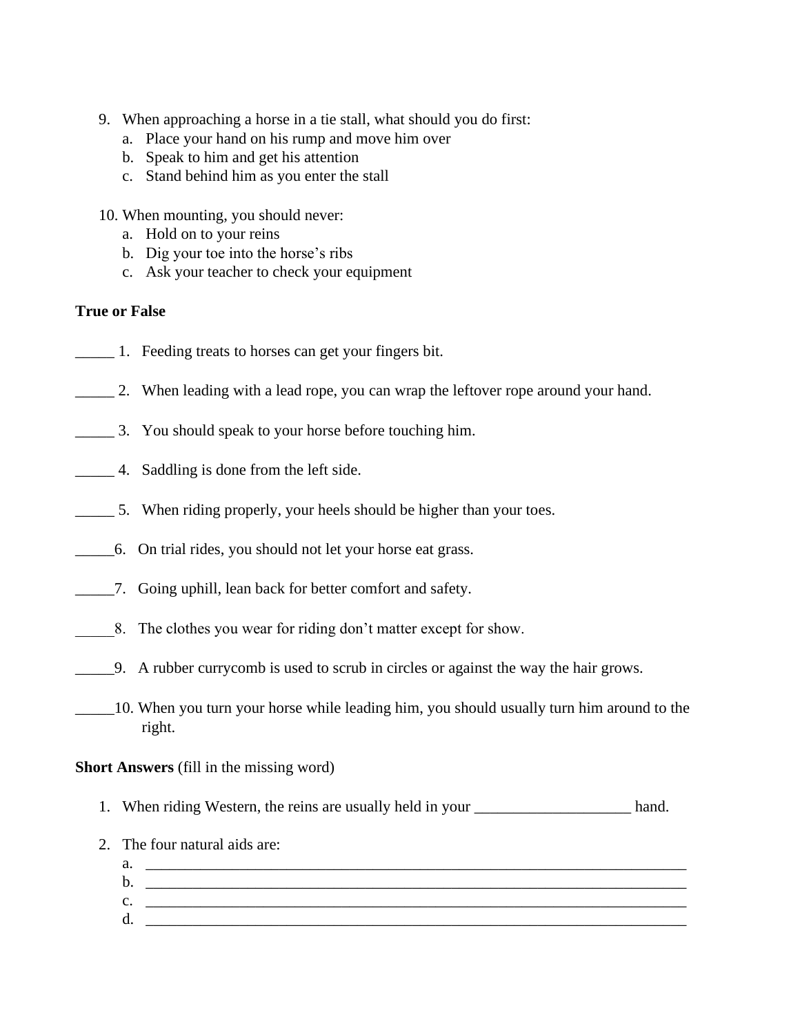9. When approaching a horse in a tie stall, what should you do first:
   a. Place your hand on his rump and move him over
   b. Speak to him and get his attention
   c. Stand behind him as you enter the stall

10. When mounting, you should never:
    a. Hold on to your reins
    b. Dig your toe into the horse's ribs
    c. Ask your teacher to check your equipment

**True or False**

_____ 1. Feeding treats to horses can get your fingers bit.

_____ 2. When leading with a lead rope, you can wrap the leftover rope around your hand.

_____ 3. You should speak to your horse before touching him.

_____ 4. Saddling is done from the left side.

_____ 5. When riding properly, your heels should be higher than your toes.

_____6. On trial rides, you should not let your horse eat grass.

_____7. Going uphill, lean back for better comfort and safety.

_____8. The clothes you wear for riding don't matter except for show.

_____9. A rubber currycomb is used to scrub in circles or against the way the hair grows.

_____10. When you turn your horse while leading him, you should usually turn him around to the right.

**Short Answers** (fill in the missing word)

1. When riding Western, the reins are usually held in your ____________________ hand.

2. The four natural aids are:
   a. ______________________________________________________________________
   b. ______________________________________________________________________
   c. ______________________________________________________________________
   d. ______________________________________________________________________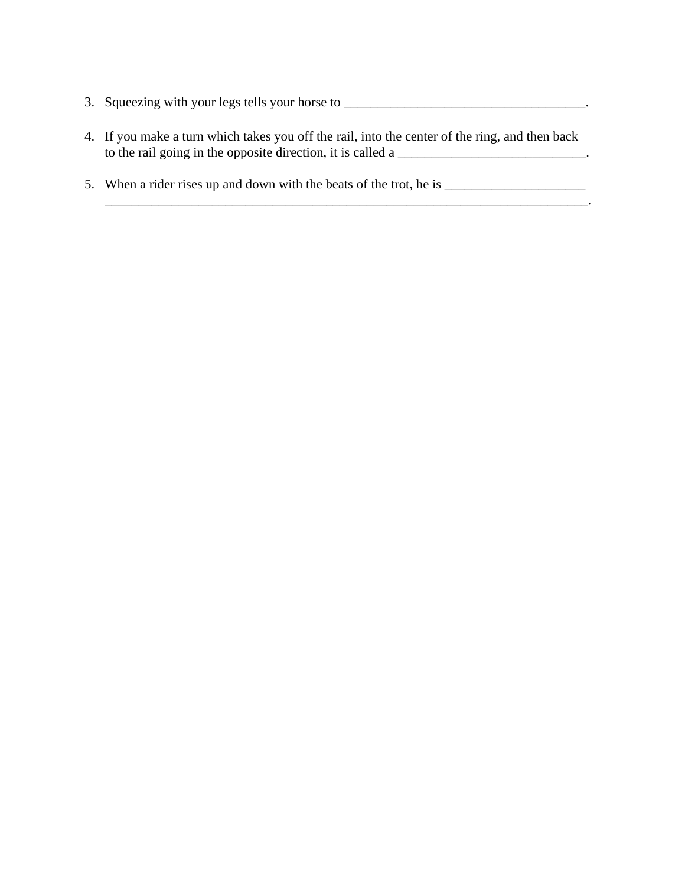3. Squeezing with your legs tells your horse to ____________________________________.

4. If you make a turn which takes you off the rail, into the center of the ring, and then back to the rail going in the opposite direction, it is called a ____________________________.

5. When a rider rises up and down with the beats of the trot, he is _____________________ ___________________________________________________________________________.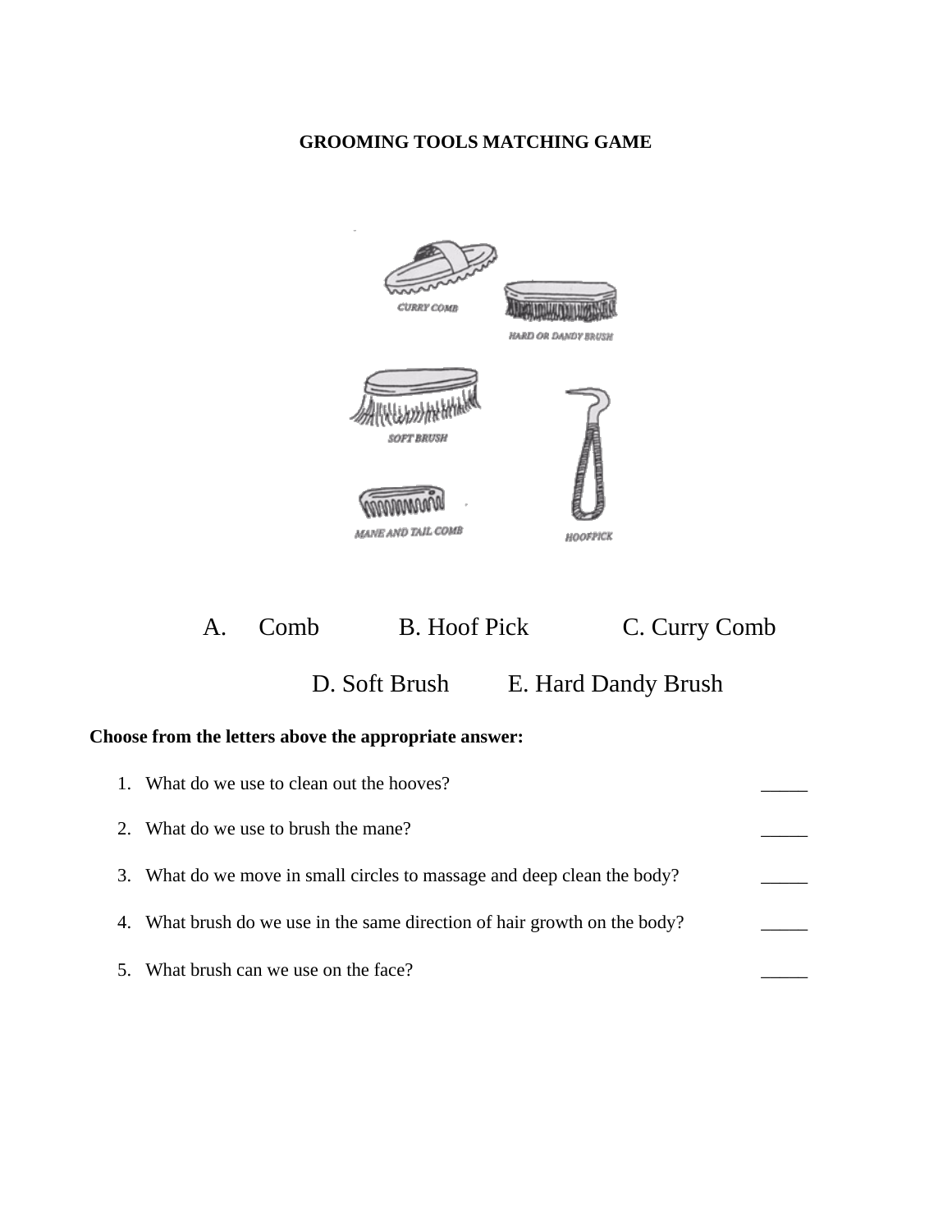**GROOMING TOOLS MATCHING GAME**

CURRY COMB

HARD OR DANDY BRUSH

SOFT BRUSH

MANE AND TAIL COMB

HOOFPICK

A. Comb B. Hoof Pick C. Curry Comb

D. Soft Brush E. Hard Dandy Brush

**Choose from the letters above the appropriate answer:**

1. What do we use to clean out the hooves? _____
2. What do we use to brush the mane? _____
3. What do we move in small circles to massage and deep clean the body? _____
4. What brush do we use in the same direction of hair growth on the body? _____
5. What brush can we use on the face? _____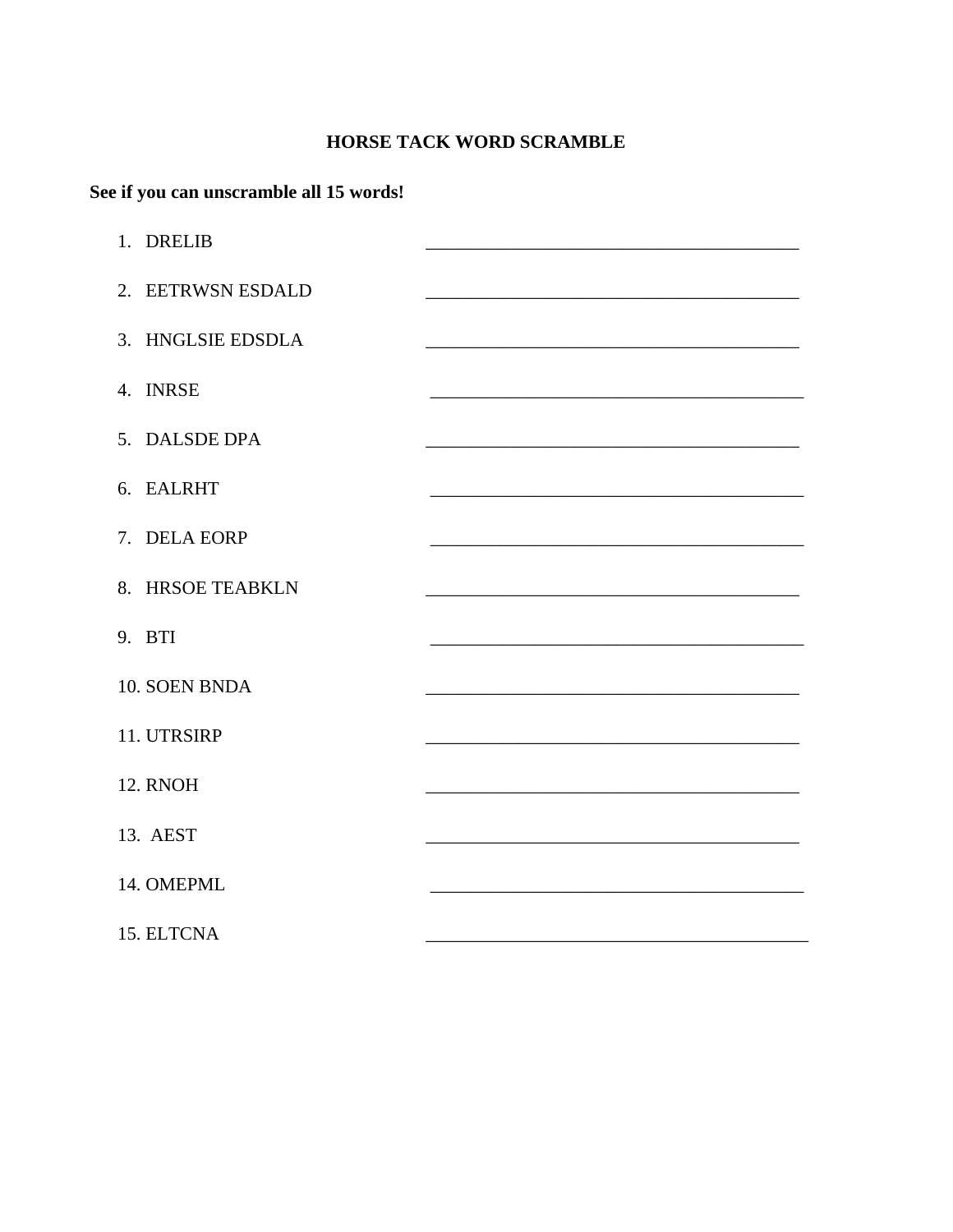# HORSE TACK WORD SCRAMBLE

**See if you can unscramble all 15 words!**

1. DRELIB ________________________________________
2. EETRWSN ESDALD ________________________________________
3. HNGLSIE EDSDLA ________________________________________
4. INRSE ________________________________________
5. DALSDE DPA ________________________________________
6. EALRHT ________________________________________
7. DELA EORP ________________________________________
8. HRSOE TEABKLN ________________________________________
9. BTI ________________________________________
10. SOEN BNDA ________________________________________
11. UTRSIRP ________________________________________
12. RNOH ________________________________________
13. AEST ________________________________________
14. OMEPML ________________________________________
15. ELTCNA ________________________________________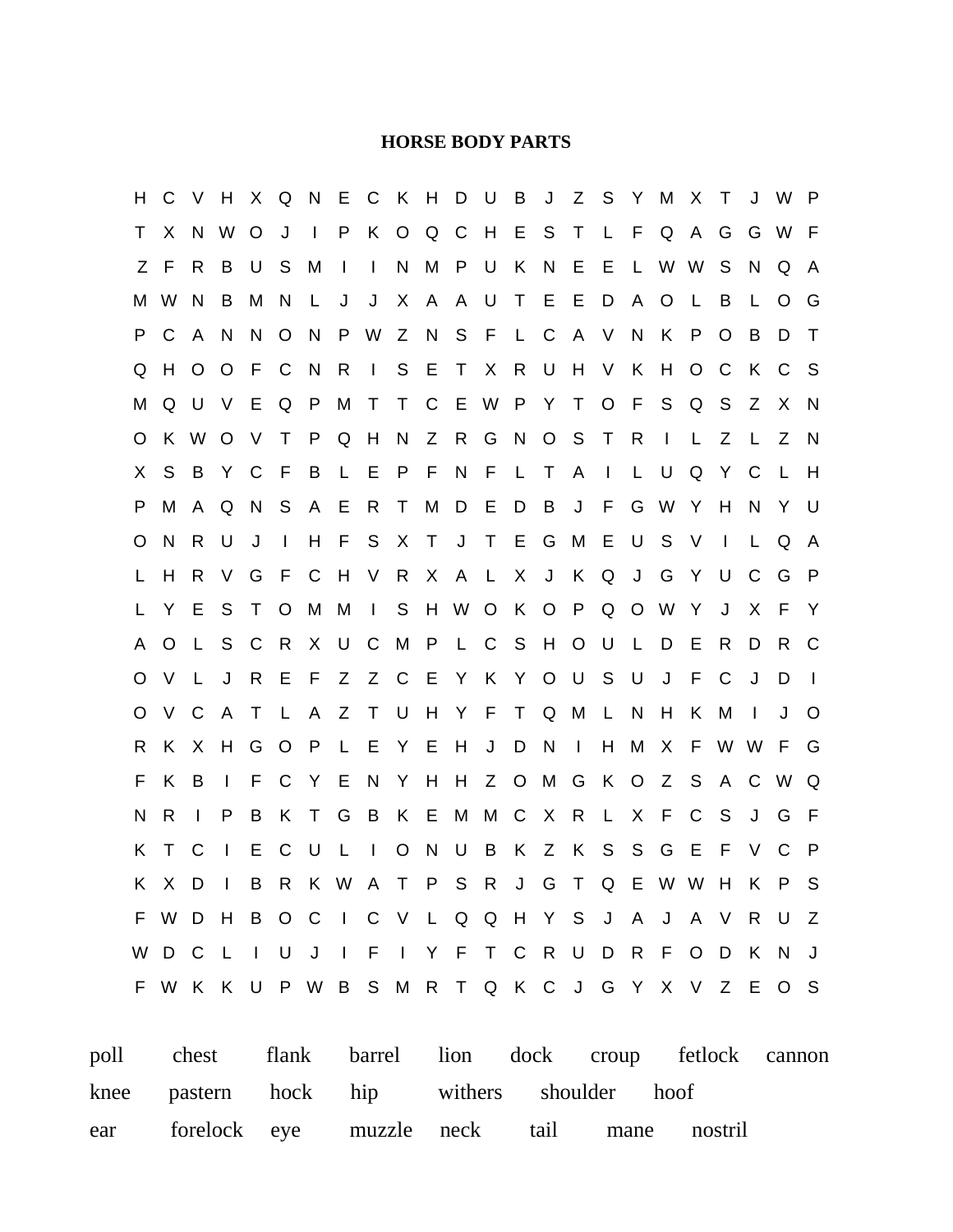**HORSE BODY PARTS**

```
H C V H X Q N E C K H D U B J Z S Y M X T J W P
T X N W O J I P K O Q C H E S T L F Q A G G W F
Z F R B U S M I I N M P U K N E E L W W S N Q A
M W N B M N L J J X A A U T E E D A O L B L O G
P C A N N O N P W Z N S F L C A V N K P O B D T
Q H O O F C N R I S E T X R U H V K H O C K C S
M Q U V E Q P M T T C E W P Y T O F S Q S Z X N
O K W O V T P Q H N Z R G N O S T R I L Z L Z N
X S B Y C F B L E P F N F L T A I L U Q Y C L H
P M A Q N S A E R T M D E D B J F G W Y H N Y U
O N R U J I H F S X T J T E G M E U S V I L Q A
L H R V G F C H V R X A L X J K Q J G Y U C G P
L Y E S T O M M I S H W O K O P Q O W Y J X F Y
A O L S C R X U C M P L C S H O U L D E R D R C
O V L J R E F Z Z C E Y K Y O U S U J F C J D I
O V C A T L A Z T U H Y F T Q M L N H K M I J O
R K X H G O P L E Y E H J D N I H M X F W W F G
F K B I F C Y E N Y H H Z O M G K O Z S A C W Q
N R I P B K T G B K E M M C X R L X F C S J G F
K T C I E C U L I O N U B K Z K S S G E F V C P
K X D I B R K W A T P S R J G T Q E W W H K P S
F W D H B O C I C V L Q Q H Y S J A J A V R U Z
W D C L I U J I F I Y F T C R U D R F O D K N J
F W K K U P W B S M R T Q K C J G Y X V Z E O S
```

poll chest flank barrel lion dock croup fetlock cannon

knee pastern hock hip withers shoulder hoof

ear forelock eye muzzle neck tail mane nostril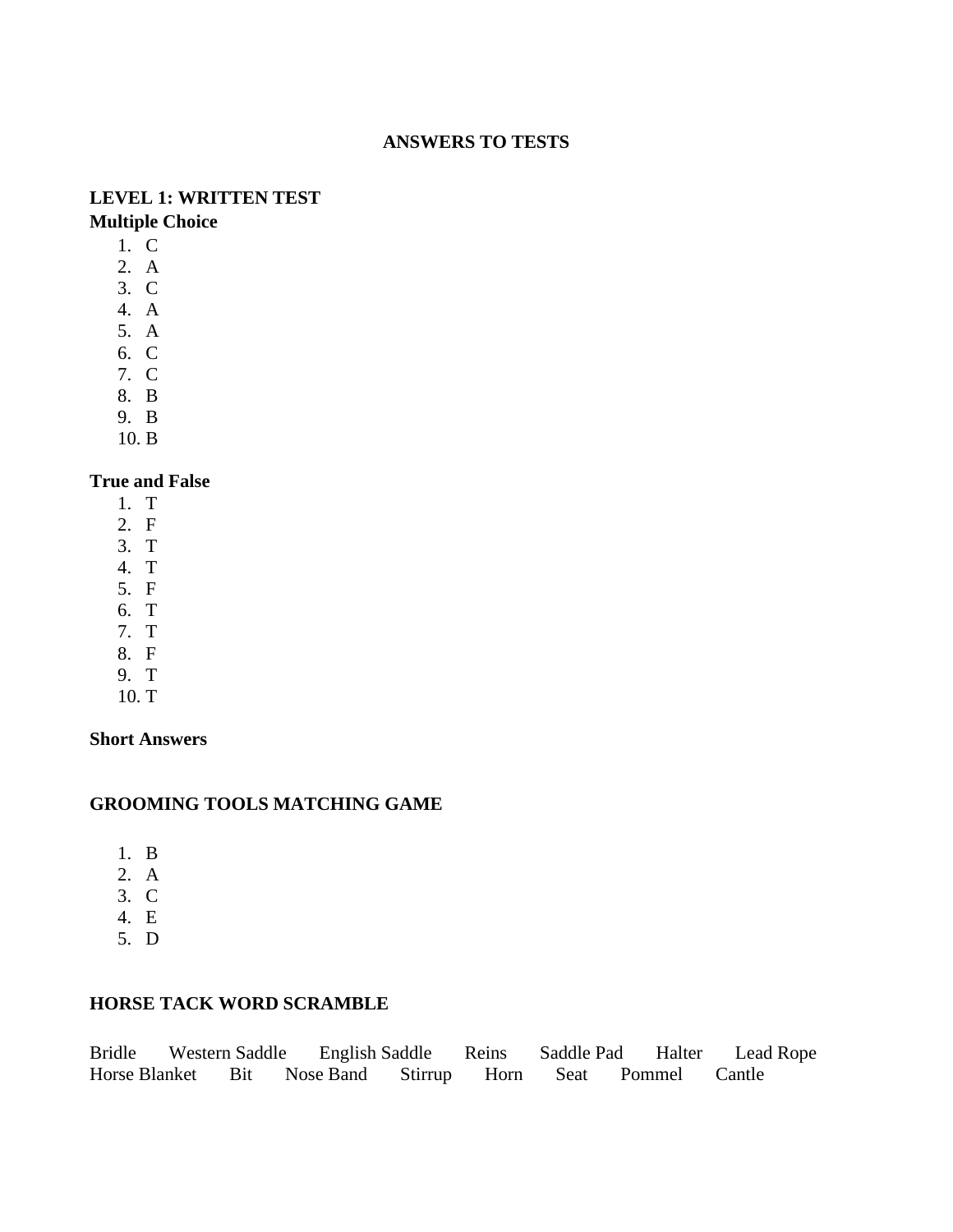# ANSWERS TO TESTS

## LEVEL 1: WRITTEN TEST

### Multiple Choice

1. C
2. A
3. C
4. A
5. A
6. C
7. C
8. B
9. B
10. B

### True and False

1. T
2. F
3. T
4. T
5. F
6. T
7. T
8. F
9. T
10. T

### Short Answers

## GROOMING TOOLS MATCHING GAME

1. B
2. A
3. C
4. E
5. D

## HORSE TACK WORD SCRAMBLE

Bridle Western Saddle English Saddle Reins Saddle Pad Halter Lead Rope
Horse Blanket Bit Nose Band Stirrup Horn Seat Pommel Cantle